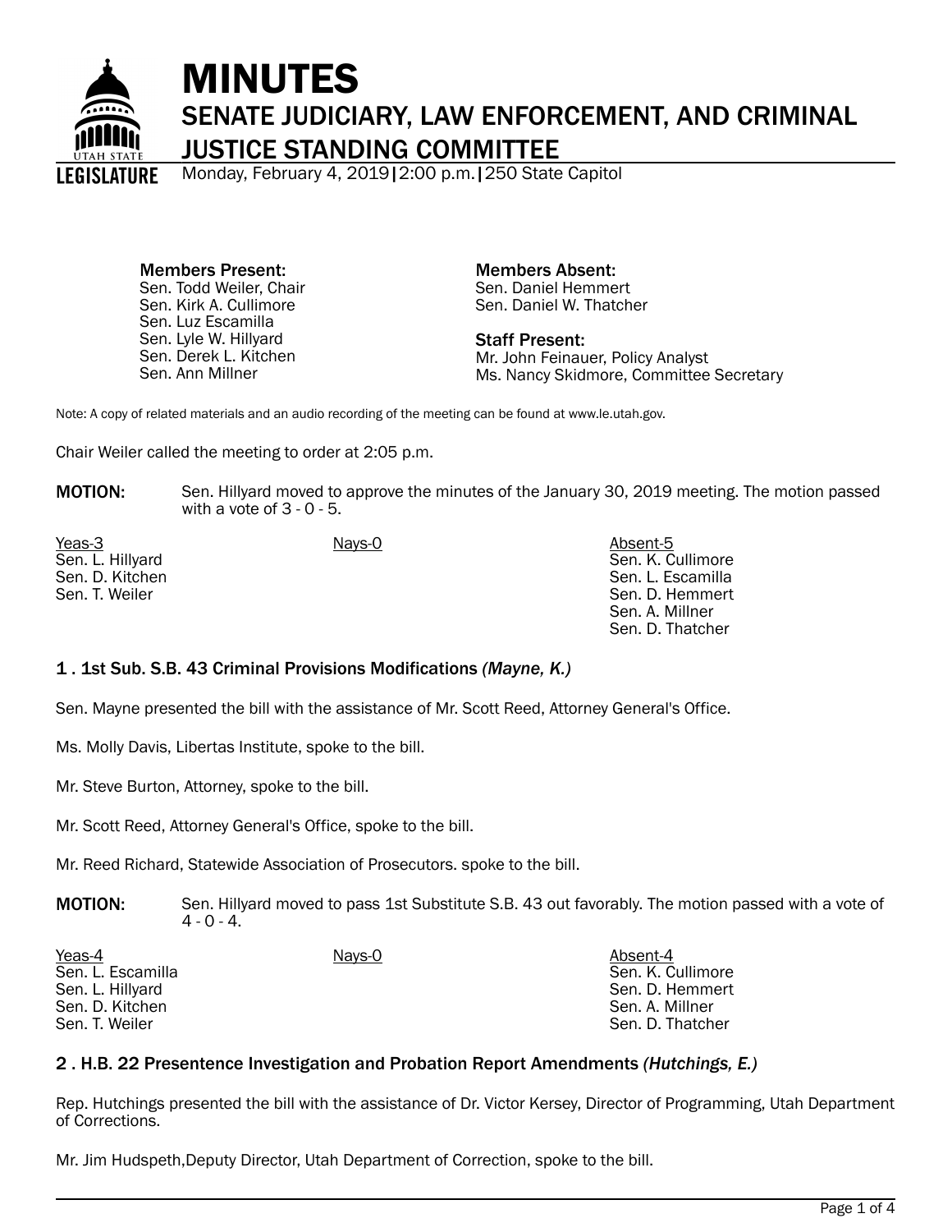# MINUTES

## SENATE JUDICIARY, LAW ENFORCEMENT, AND CRIMINAL JUSTICE STANDING COMMITTEE

Monday, February 4, 2019|2:00 p.m.|250 State Capitol

**Members Present:**
Sen. Todd Weiler, Chair
Sen. Kirk A. Cullimore
Sen. Luz Escamilla
Sen. Lyle W. Hillyard
Sen. Derek L. Kitchen
Sen. Ann Millner

**Members Absent:**
Sen. Daniel Hemmert
Sen. Daniel W. Thatcher

**Staff Present:**
Mr. John Feinauer, Policy Analyst
Ms. Nancy Skidmore, Committee Secretary

Note: A copy of related materials and an audio recording of the meeting can be found at www.le.utah.gov.

Chair Weiler called the meeting to order at 2:05 p.m.

**MOTION:** Sen. Hillyard moved to approve the minutes of the January 30, 2019 meeting. The motion passed with a vote of 3 - 0 - 5.

| Yeas-3 | Nays-0 | Absent-5 |
|---|---|---|
| Sen. L. Hillyard | | Sen. K. Cullimore |
| Sen. D. Kitchen | | Sen. L. Escamilla |
| Sen. T. Weiler | | Sen. D. Hemmert |
| | | Sen. A. Millner |
| | | Sen. D. Thatcher |

### 1 . 1st Sub. S.B. 43 Criminal Provisions Modifications *(Mayne, K.)*

Sen. Mayne presented the bill with the assistance of Mr. Scott Reed, Attorney General's Office.

Ms. Molly Davis, Libertas Institute, spoke to the bill.

Mr. Steve Burton, Attorney, spoke to the bill.

Mr. Scott Reed, Attorney General's Office, spoke to the bill.

Mr. Reed Richard, Statewide Association of Prosecutors. spoke to the bill.

**MOTION:** Sen. Hillyard moved to pass 1st Substitute S.B. 43 out favorably. The motion passed with a vote of 4 - 0 - 4.

| Yeas-4 | Nays-0 | Absent-4 |
|---|---|---|
| Sen. L. Escamilla | | Sen. K. Cullimore |
| Sen. L. Hillyard | | Sen. D. Hemmert |
| Sen. D. Kitchen | | Sen. A. Millner |
| Sen. T. Weiler | | Sen. D. Thatcher |

### 2 . H.B. 22 Presentence Investigation and Probation Report Amendments *(Hutchings, E.)*

Rep. Hutchings presented the bill with the assistance of Dr. Victor Kersey, Director of Programming, Utah Department of Corrections.

Mr. Jim Hudspeth,Deputy Director, Utah Department of Correction, spoke to the bill.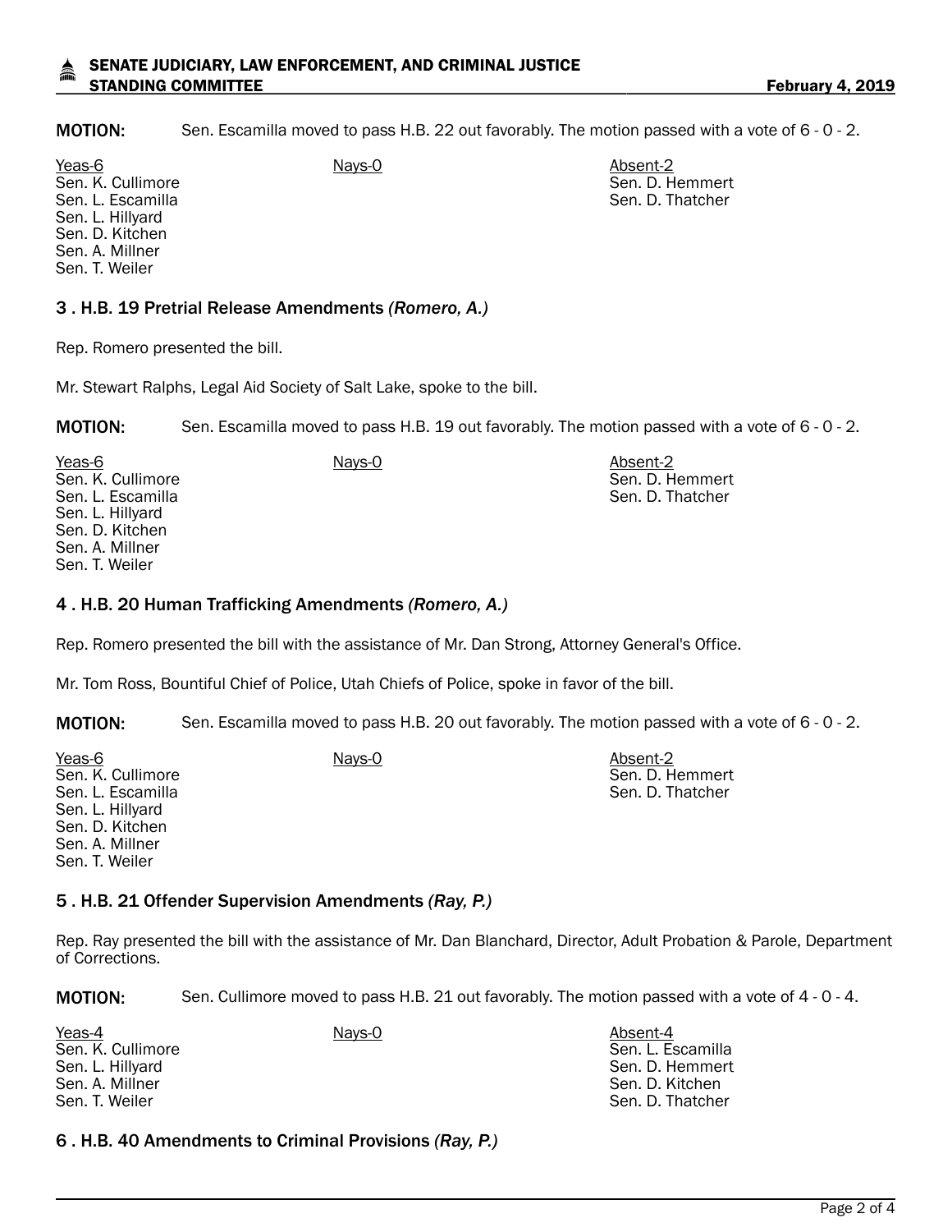**MOTION:** Sen. Escamilla moved to pass H.B. 22 out favorably. The motion passed with a vote of 6 - 0 - 2.

| Yeas-6 | Nays-0 | Absent-2 |
|---|---|---|
| Sen. K. Cullimore | | Sen. D. Hemmert |
| Sen. L. Escamilla | | Sen. D. Thatcher |
| Sen. L. Hillyard | | |
| Sen. D. Kitchen | | |
| Sen. A. Millner | | |
| Sen. T. Weiler | | |

### 3 . H.B. 19 Pretrial Release Amendments *(Romero, A.)*

Rep. Romero presented the bill.

Mr. Stewart Ralphs, Legal Aid Society of Salt Lake, spoke to the bill.

**MOTION:** Sen. Escamilla moved to pass H.B. 19 out favorably. The motion passed with a vote of 6 - 0 - 2.

| Yeas-6 | Nays-0 | Absent-2 |
|---|---|---|
| Sen. K. Cullimore | | Sen. D. Hemmert |
| Sen. L. Escamilla | | Sen. D. Thatcher |
| Sen. L. Hillyard | | |
| Sen. D. Kitchen | | |
| Sen. A. Millner | | |
| Sen. T. Weiler | | |

### 4 . H.B. 20 Human Trafficking Amendments *(Romero, A.)*

Rep. Romero presented the bill with the assistance of Mr. Dan Strong, Attorney General's Office.

Mr. Tom Ross, Bountiful Chief of Police, Utah Chiefs of Police, spoke in favor of the bill.

**MOTION:** Sen. Escamilla moved to pass H.B. 20 out favorably. The motion passed with a vote of 6 - 0 - 2.

| Yeas-6 | Nays-0 | Absent-2 |
|---|---|---|
| Sen. K. Cullimore | | Sen. D. Hemmert |
| Sen. L. Escamilla | | Sen. D. Thatcher |
| Sen. L. Hillyard | | |
| Sen. D. Kitchen | | |
| Sen. A. Millner | | |
| Sen. T. Weiler | | |

### 5 . H.B. 21 Offender Supervision Amendments *(Ray, P.)*

Rep. Ray presented the bill with the assistance of Mr. Dan Blanchard, Director, Adult Probation & Parole, Department of Corrections.

**MOTION:** Sen. Cullimore moved to pass H.B. 21 out favorably. The motion passed with a vote of 4 - 0 - 4.

| Yeas-4 | Nays-0 | Absent-4 |
|---|---|---|
| Sen. K. Cullimore | | Sen. L. Escamilla |
| Sen. L. Hillyard | | Sen. D. Hemmert |
| Sen. A. Millner | | Sen. D. Kitchen |
| Sen. T. Weiler | | Sen. D. Thatcher |

### 6 . H.B. 40 Amendments to Criminal Provisions *(Ray, P.)*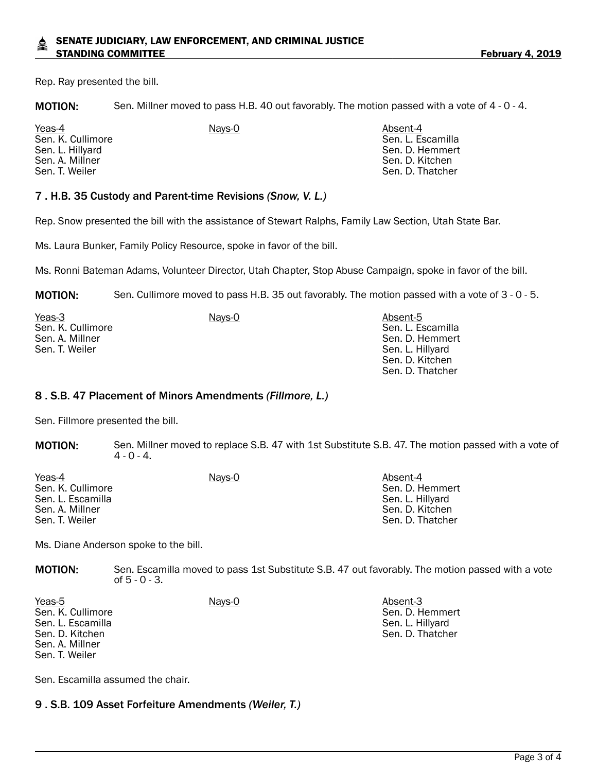Rep. Ray presented the bill.

**MOTION:** Sen. Millner moved to pass H.B. 40 out favorably. The motion passed with a vote of 4 - 0 - 4.

| Yeas-4 | Nays-0 | Absent-4 |
| --- | --- | --- |
| Sen. K. Cullimore | | Sen. L. Escamilla |
| Sen. L. Hillyard | | Sen. D. Hemmert |
| Sen. A. Millner | | Sen. D. Kitchen |
| Sen. T. Weiler | | Sen. D. Thatcher |

## 7 . H.B. 35 Custody and Parent-time Revisions *(Snow, V. L.)*

Rep. Snow presented the bill with the assistance of Stewart Ralphs, Family Law Section, Utah State Bar.

Ms. Laura Bunker, Family Policy Resource, spoke in favor of the bill.

Ms. Ronni Bateman Adams, Volunteer Director, Utah Chapter, Stop Abuse Campaign, spoke in favor of the bill.

**MOTION:** Sen. Cullimore moved to pass H.B. 35 out favorably. The motion passed with a vote of 3 - 0 - 5.

| Yeas-3 | Nays-0 | Absent-5 |
| --- | --- | --- |
| Sen. K. Cullimore | | Sen. L. Escamilla |
| Sen. A. Millner | | Sen. D. Hemmert |
| Sen. T. Weiler | | Sen. L. Hillyard |
| | | Sen. D. Kitchen |
| | | Sen. D. Thatcher |

## 8 . S.B. 47 Placement of Minors Amendments *(Fillmore, L.)*

Sen. Fillmore presented the bill.

**MOTION:** Sen. Millner moved to replace S.B. 47 with 1st Substitute S.B. 47. The motion passed with a vote of 4 - 0 - 4.

| Yeas-4 | Nays-0 | Absent-4 |
| --- | --- | --- |
| Sen. K. Cullimore | | Sen. D. Hemmert |
| Sen. L. Escamilla | | Sen. L. Hillyard |
| Sen. A. Millner | | Sen. D. Kitchen |
| Sen. T. Weiler | | Sen. D. Thatcher |

Ms. Diane Anderson spoke to the bill.

**MOTION:** Sen. Escamilla moved to pass 1st Substitute S.B. 47 out favorably. The motion passed with a vote of 5 - 0 - 3.

| Yeas-5 | Nays-0 | Absent-3 |
| --- | --- | --- |
| Sen. K. Cullimore | | Sen. D. Hemmert |
| Sen. L. Escamilla | | Sen. L. Hillyard |
| Sen. D. Kitchen | | Sen. D. Thatcher |
| Sen. A. Millner | | |
| Sen. T. Weiler | | |

Sen. Escamilla assumed the chair.

## 9 . S.B. 109 Asset Forfeiture Amendments *(Weiler, T.)*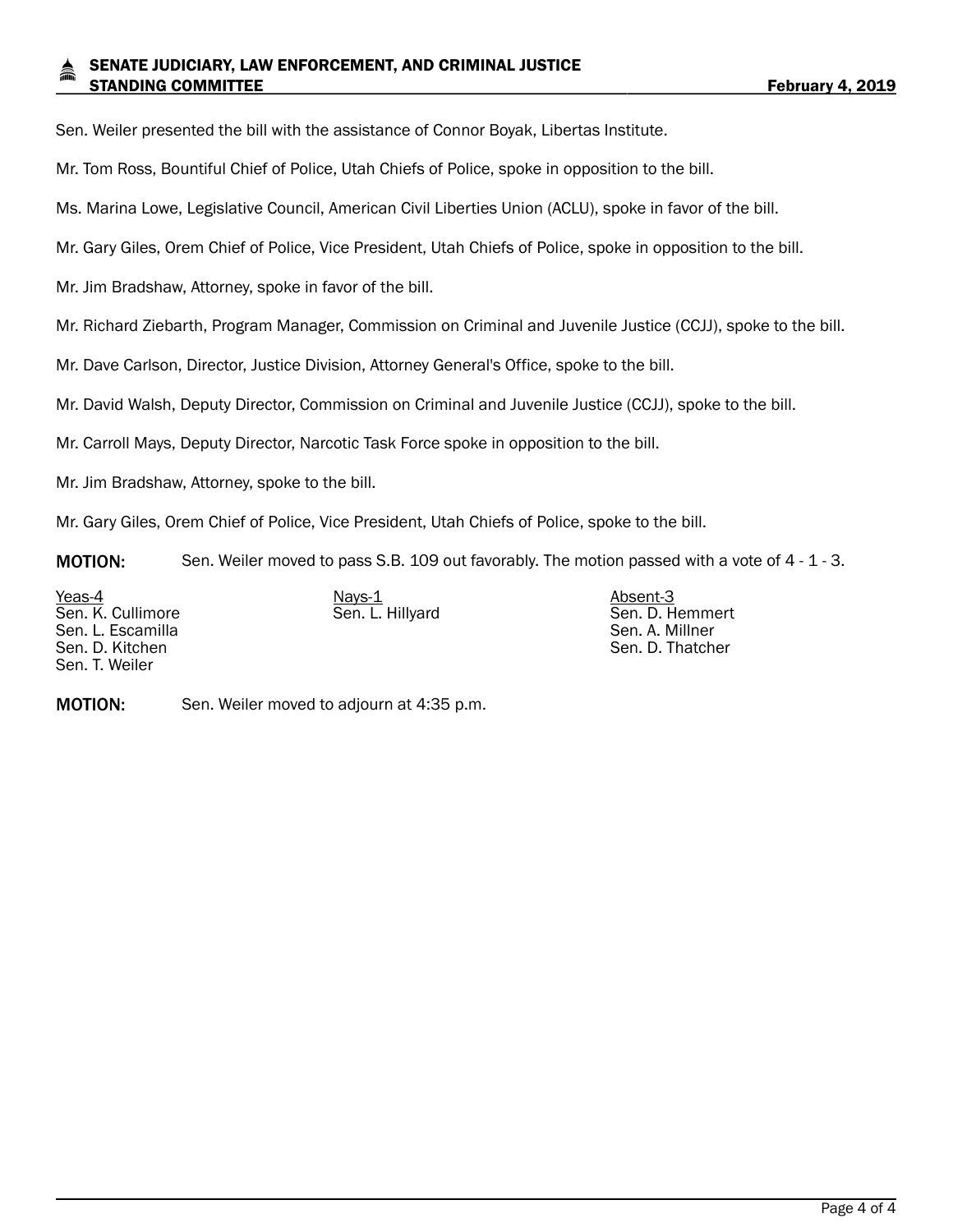Sen. Weiler presented the bill with the assistance of Connor Boyak, Libertas Institute.

Mr. Tom Ross, Bountiful Chief of Police, Utah Chiefs of Police, spoke in opposition to the bill.

Ms. Marina Lowe, Legislative Council, American Civil Liberties Union (ACLU), spoke in favor of the bill.

Mr. Gary Giles, Orem Chief of Police, Vice President, Utah Chiefs of Police, spoke in opposition to the bill.

Mr. Jim Bradshaw, Attorney, spoke in favor of the bill.

Mr. Richard Ziebarth, Program Manager, Commission on Criminal and Juvenile Justice (CCJJ), spoke to the bill.

Mr. Dave Carlson, Director, Justice Division, Attorney General's Office, spoke to the bill.

Mr. David Walsh, Deputy Director, Commission on Criminal and Juvenile Justice (CCJJ), spoke to the bill.

Mr. Carroll Mays, Deputy Director, Narcotic Task Force spoke in opposition to the bill.

Mr. Jim Bradshaw, Attorney, spoke to the bill.

Mr. Gary Giles, Orem Chief of Police, Vice President, Utah Chiefs of Police, spoke to the bill.

**MOTION:** Sen. Weiler moved to pass S.B. 109 out favorably. The motion passed with a vote of 4 - 1 - 3.

| Yeas-4 | Nays-1 | Absent-3 |
| --- | --- | --- |
| Sen. K. Cullimore | Sen. L. Hillyard | Sen. D. Hemmert |
| Sen. L. Escamilla | | Sen. A. Millner |
| Sen. D. Kitchen | | Sen. D. Thatcher |
| Sen. T. Weiler | | |

**MOTION:** Sen. Weiler moved to adjourn at 4:35 p.m.